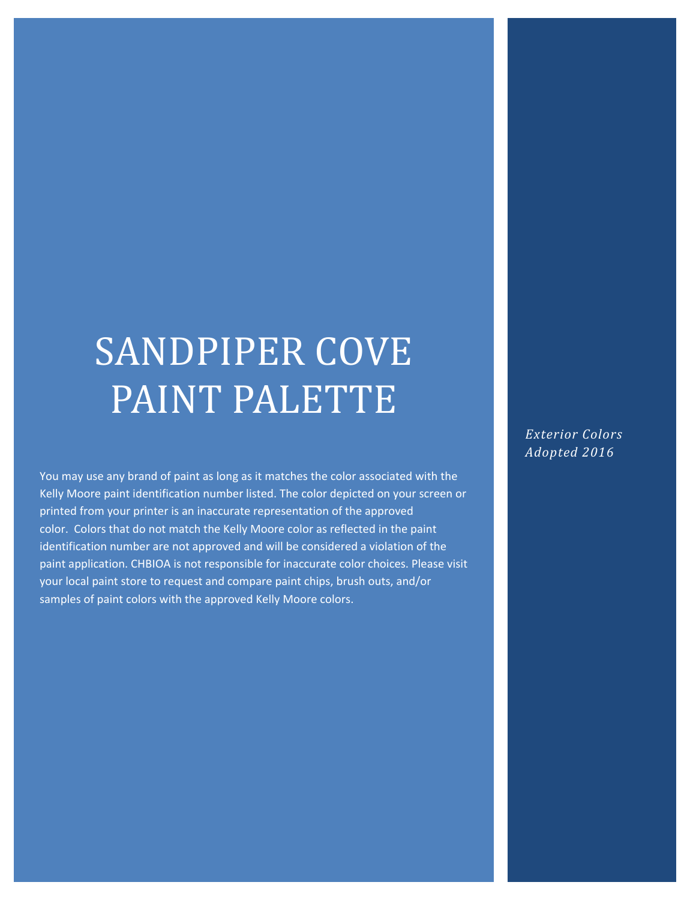# SANDPIPER COVE PAINT PALETTE

*Exterior Colors*
*Adopted 2016*

You may use any brand of paint as long as it matches the color associated with the Kelly Moore paint identification number listed. The color depicted on your screen or printed from your printer is an inaccurate representation of the approved color. Colors that do not match the Kelly Moore color as reflected in the paint identification number are not approved and will be considered a violation of the paint application. CHBIOA is not responsible for inaccurate color choices. Please visit your local paint store to request and compare paint chips, brush outs, and/or samples of paint colors with the approved Kelly Moore colors.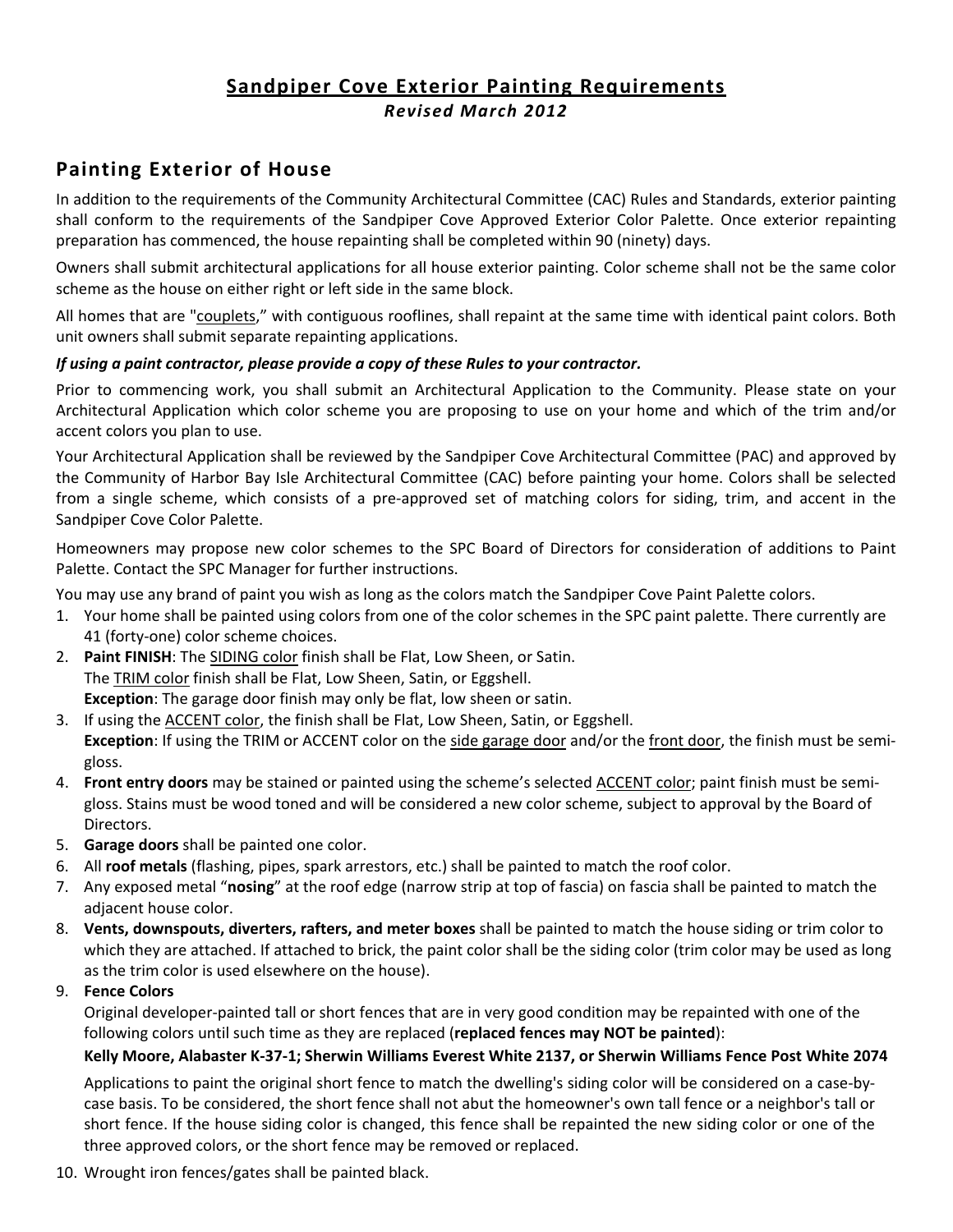# Sandpiper Cove Exterior Painting Requirements

***Revised March 2012***

## Painting Exterior of House

In addition to the requirements of the Community Architectural Committee (CAC) Rules and Standards, exterior painting shall conform to the requirements of the Sandpiper Cove Approved Exterior Color Palette. Once exterior repainting preparation has commenced, the house repainting shall be completed within 90 (ninety) days.

Owners shall submit architectural applications for all house exterior painting. Color scheme shall not be the same color scheme as the house on either right or left side in the same block.

All homes that are "couplets," with contiguous rooflines, shall repaint at the same time with identical paint colors. Both unit owners shall submit separate repainting applications.

***If using a paint contractor, please provide a copy of these Rules to your contractor.***

Prior to commencing work, you shall submit an Architectural Application to the Community. Please state on your Architectural Application which color scheme you are proposing to use on your home and which of the trim and/or accent colors you plan to use.

Your Architectural Application shall be reviewed by the Sandpiper Cove Architectural Committee (PAC) and approved by the Community of Harbor Bay Isle Architectural Committee (CAC) before painting your home. Colors shall be selected from a single scheme, which consists of a pre-approved set of matching colors for siding, trim, and accent in the Sandpiper Cove Color Palette.

Homeowners may propose new color schemes to the SPC Board of Directors for consideration of additions to Paint Palette. Contact the SPC Manager for further instructions.

You may use any brand of paint you wish as long as the colors match the Sandpiper Cove Paint Palette colors.

1. Your home shall be painted using colors from one of the color schemes in the SPC paint palette. There currently are 41 (forty-one) color scheme choices.
2. **Paint FINISH**: The SIDING color finish shall be Flat, Low Sheen, or Satin.
   The TRIM color finish shall be Flat, Low Sheen, Satin, or Eggshell.
   **Exception**: The garage door finish may only be flat, low sheen or satin.
3. If using the ACCENT color, the finish shall be Flat, Low Sheen, Satin, or Eggshell.
   **Exception**: If using the TRIM or ACCENT color on the side garage door and/or the front door, the finish must be semi-gloss.
4. **Front entry doors** may be stained or painted using the scheme's selected ACCENT color; paint finish must be semi-gloss. Stains must be wood toned and will be considered a new color scheme, subject to approval by the Board of Directors.
5. **Garage doors** shall be painted one color.
6. All **roof metals** (flashing, pipes, spark arrestors, etc.) shall be painted to match the roof color.
7. Any exposed metal "**nosing**" at the roof edge (narrow strip at top of fascia) on fascia shall be painted to match the adjacent house color.
8. **Vents, downspouts, diverters, rafters, and meter boxes** shall be painted to match the house siding or trim color to which they are attached. If attached to brick, the paint color shall be the siding color (trim color may be used as long as the trim color is used elsewhere on the house).
9. **Fence Colors**
   Original developer-painted tall or short fences that are in very good condition may be repainted with one of the following colors until such time as they are replaced (**replaced fences may NOT be painted**):
   **Kelly Moore, Alabaster K-37-1; Sherwin Williams Everest White 2137, or Sherwin Williams Fence Post White 2074**

   Applications to paint the original short fence to match the dwelling's siding color will be considered on a case-by-case basis. To be considered, the short fence shall not abut the homeowner's own tall fence or a neighbor's tall or short fence. If the house siding color is changed, this fence shall be repainted the new siding color or one of the three approved colors, or the short fence may be removed or replaced.
10. Wrought iron fences/gates shall be painted black.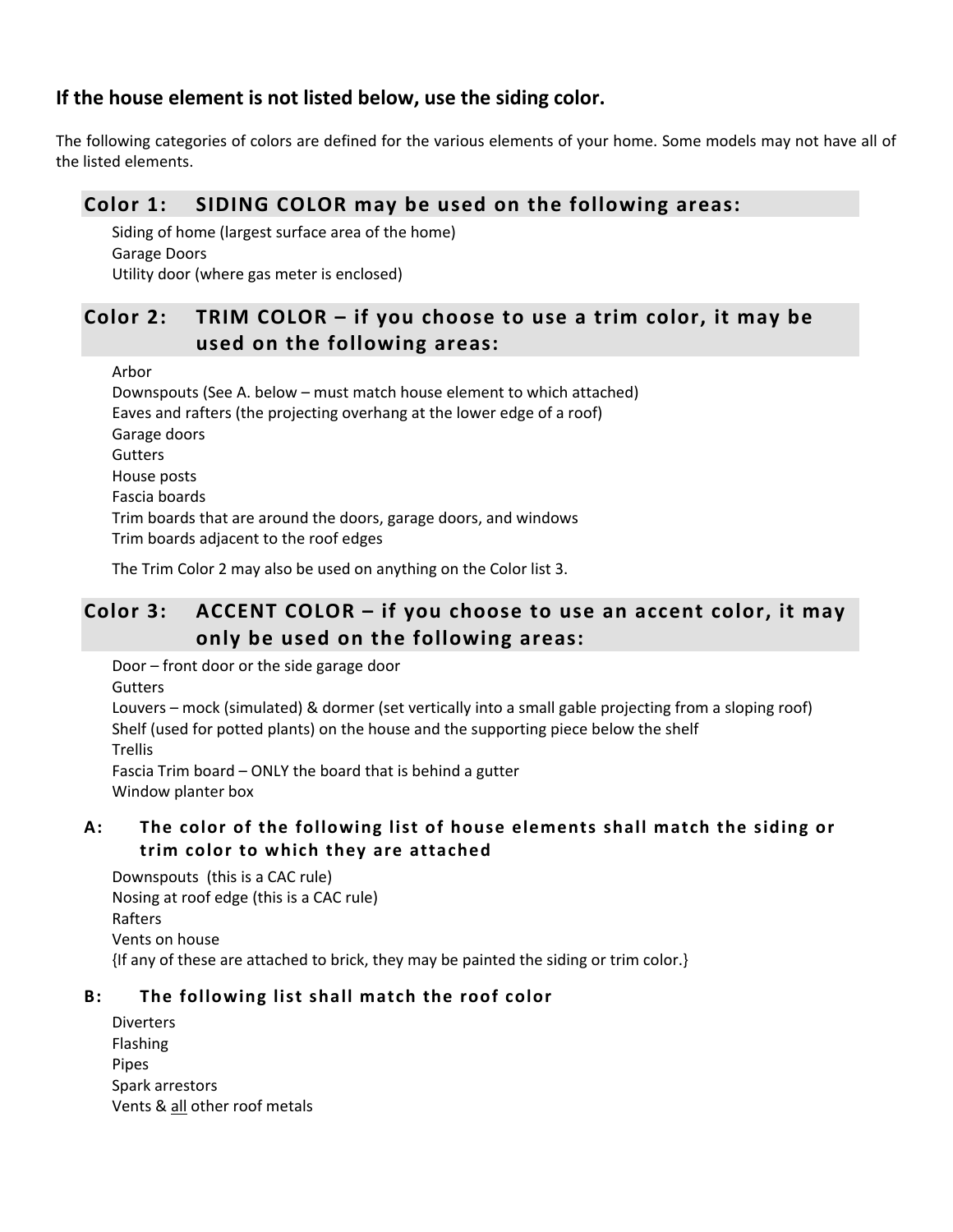**If the house element is not listed below, use the siding color.**

The following categories of colors are defined for the various elements of your home. Some models may not have all of the listed elements.

## Color 1: SIDING COLOR may be used on the following areas:

Siding of home (largest surface area of the home)
Garage Doors
Utility door (where gas meter is enclosed)

## Color 2: TRIM COLOR – if you choose to use a trim color, it may be used on the following areas:

Arbor
Downspouts (See A. below – must match house element to which attached)
Eaves and rafters (the projecting overhang at the lower edge of a roof)
Garage doors
Gutters
House posts
Fascia boards
Trim boards that are around the doors, garage doors, and windows
Trim boards adjacent to the roof edges

The Trim Color 2 may also be used on anything on the Color list 3.

## Color 3: ACCENT COLOR – if you choose to use an accent color, it may only be used on the following areas:

Door – front door or the side garage door
Gutters
Louvers – mock (simulated) & dormer (set vertically into a small gable projecting from a sloping roof)
Shelf (used for potted plants) on the house and the supporting piece below the shelf
Trellis
Fascia Trim board – ONLY the board that is behind a gutter
Window planter box

### A: The color of the following list of house elements shall match the siding or trim color to which they are attached

Downspouts (this is a CAC rule)
Nosing at roof edge (this is a CAC rule)
Rafters
Vents on house
{If any of these are attached to brick, they may be painted the siding or trim color.}

### B: The following list shall match the roof color

Diverters
Flashing
Pipes
Spark arrestors
Vents & all other roof metals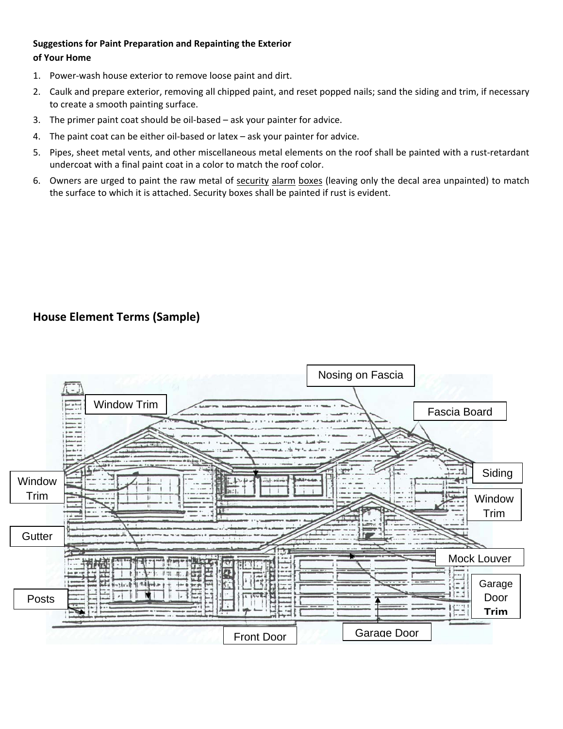**Suggestions for Paint Preparation and Repainting the Exterior of Your Home**

1. Power-wash house exterior to remove loose paint and dirt.
2. Caulk and prepare exterior, removing all chipped paint, and reset popped nails; sand the siding and trim, if necessary to create a smooth painting surface.
3. The primer paint coat should be oil-based – ask your painter for advice.
4. The paint coat can be either oil-based or latex – ask your painter for advice.
5. Pipes, sheet metal vents, and other miscellaneous metal elements on the roof shall be painted with a rust-retardant undercoat with a final paint coat in a color to match the roof color.
6. Owners are urged to paint the raw metal of <u>security</u> <u>alarm</u> <u>boxes</u> (leaving only the decal area unpainted) to match the surface to which it is attached. Security boxes shall be painted if rust is evident.

## House Element Terms (Sample)

Nosing on Fascia

Window Trim

Fascia Board

Siding

Window Trim

Window Trim

Gutter

Mock Louver

Garage Door Trim

Posts

Front Door

Garage Door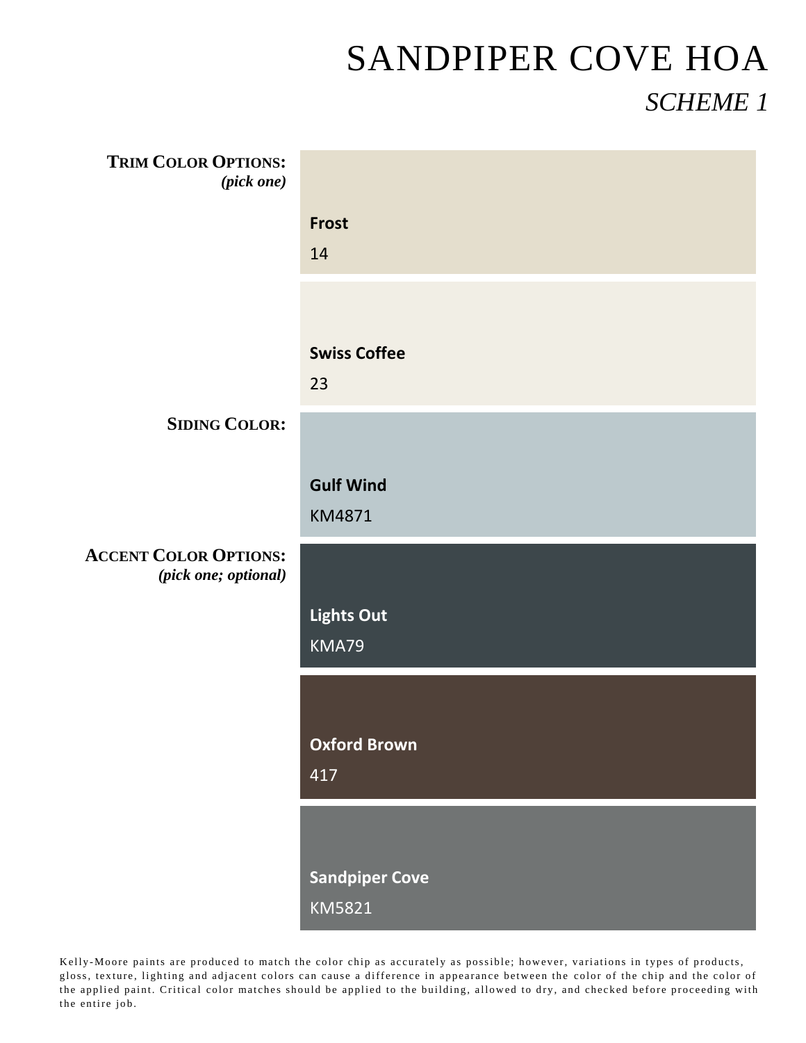# SANDPIPER COVE HOA

## *SCHEME 1*

**TRIM COLOR OPTIONS:**
***(pick one)***

**Frost**
14

**Swiss Coffee**
23

**SIDING COLOR:**

**Gulf Wind**
KM4871

**ACCENT COLOR OPTIONS:**
***(pick one; optional)***

**Lights Out**
KMA79

**Oxford Brown**
417

**Sandpiper Cove**
KM5821

Kelly-Moore paints are produced to match the color chip as accurately as possible; however, variations in types of products, gloss, texture, lighting and adjacent colors can cause a difference in appearance between the color of the chip and the color of the applied paint. Critical color matches should be applied to the building, allowed to dry, and checked before proceeding with the entire job.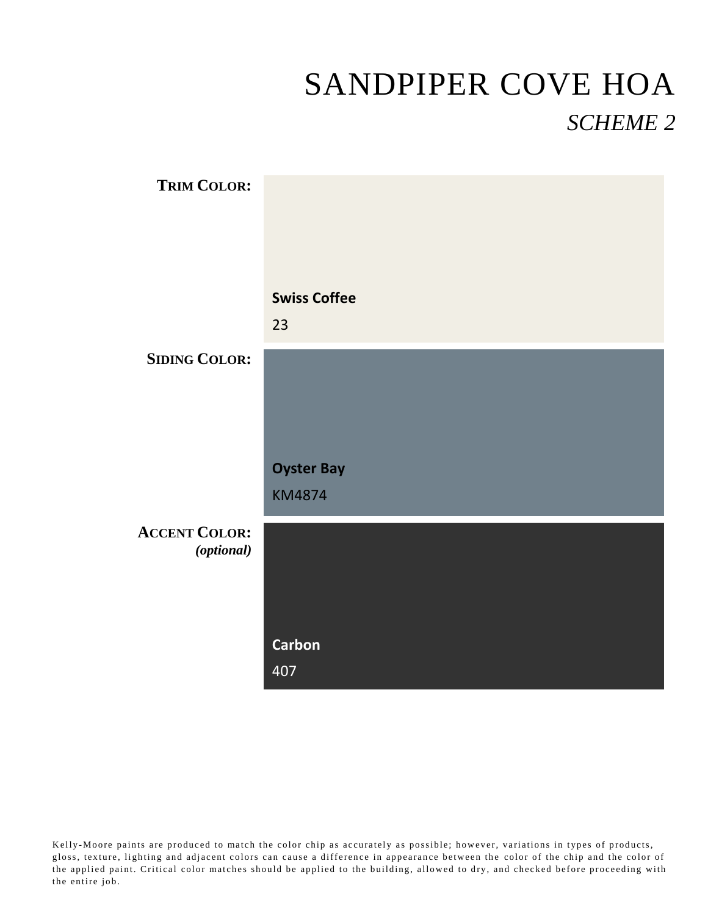# SANDPIPER COVE HOA

## *SCHEME 2*

**TRIM COLOR:**

**Swiss Coffee**

23

**SIDING COLOR:**

**Oyster Bay**

KM4874

**ACCENT COLOR:**
***(optional)***

**Carbon**

407

Kelly-Moore paints are produced to match the color chip as accurately as possible; however, variations in types of products, gloss, texture, lighting and adjacent colors can cause a difference in appearance between the color of the chip and the color of the applied paint. Critical color matches should be applied to the building, allowed to dry, and checked before proceeding with the entire job.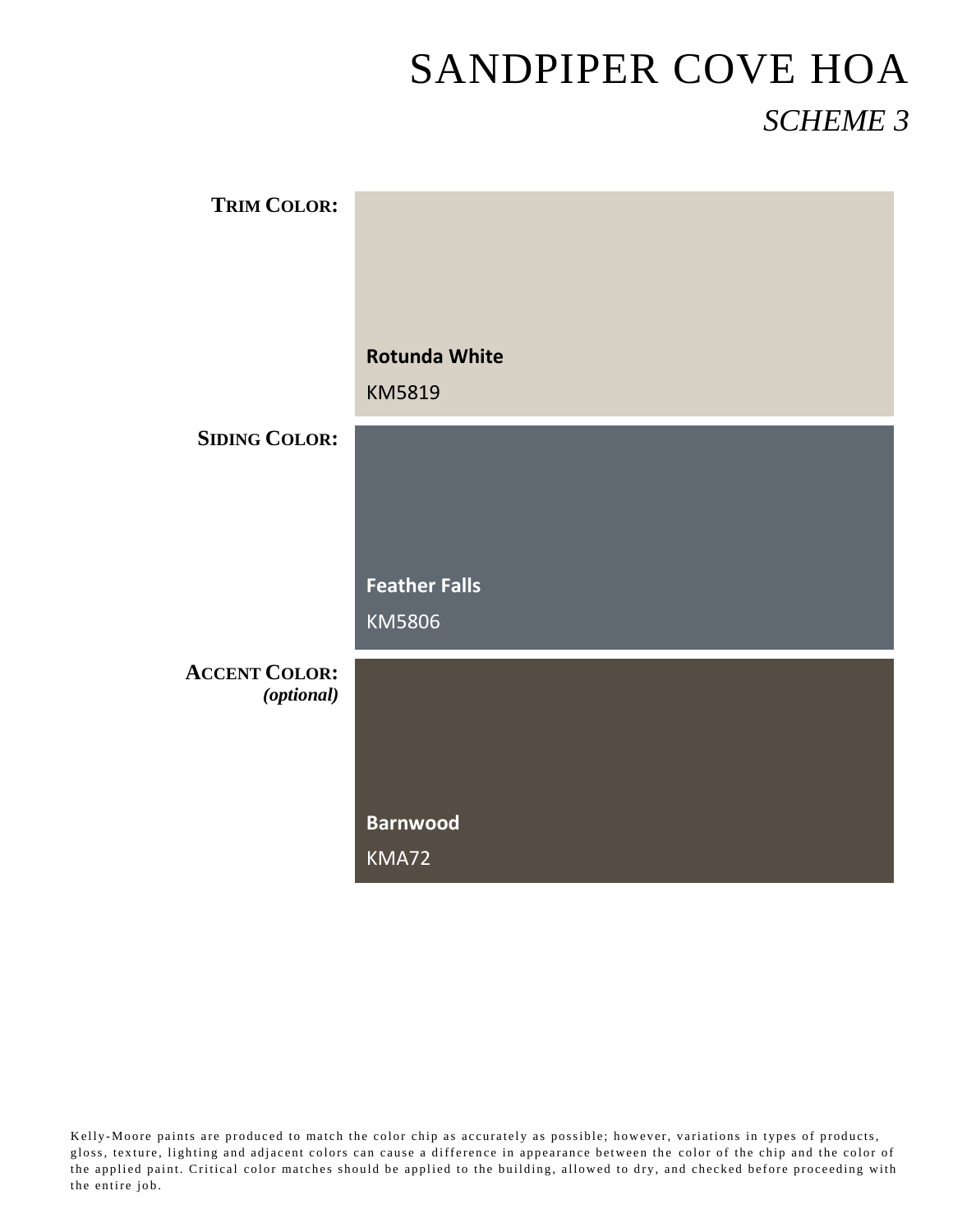# SANDPIPER COVE HOA

## *SCHEME 3*

**TRIM COLOR:**

**Rotunda White**
KM5819

**SIDING COLOR:**

**Feather Falls**
KM5806

**ACCENT COLOR:**
***(optional)***

**Barnwood**
KMA72

Kelly-Moore paints are produced to match the color chip as accurately as possible; however, variations in types of products, gloss, texture, lighting and adjacent colors can cause a difference in appearance between the color of the chip and the color of the applied paint. Critical color matches should be applied to the building, allowed to dry, and checked before proceeding with the entire job.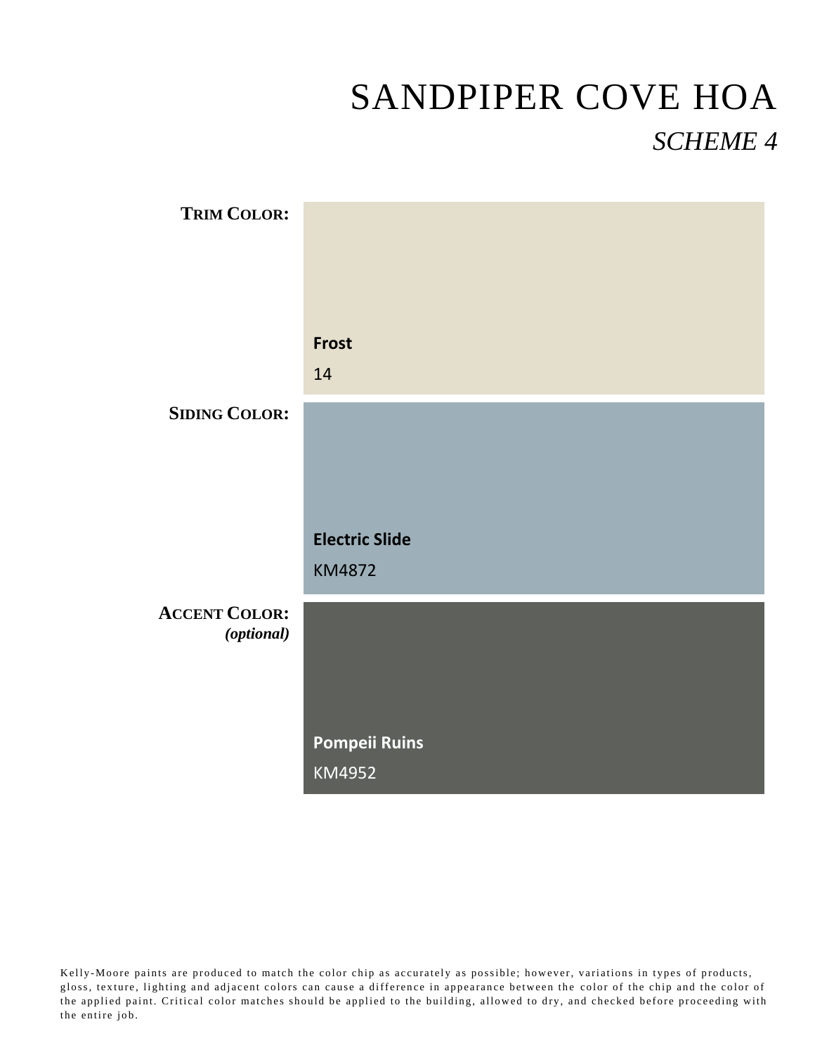# SANDPIPER COVE HOA

## *SCHEME 4*

**TRIM COLOR:**

**Frost**
14

**SIDING COLOR:**

**Electric Slide**
KM4872

**ACCENT COLOR:**
***(optional)***

**Pompeii Ruins**
KM4952

Kelly-Moore paints are produced to match the color chip as accurately as possible; however, variations in types of products, gloss, texture, lighting and adjacent colors can cause a difference in appearance between the color of the chip and the color of the applied paint. Critical color matches should be applied to the building, allowed to dry, and checked before proceeding with the entire job.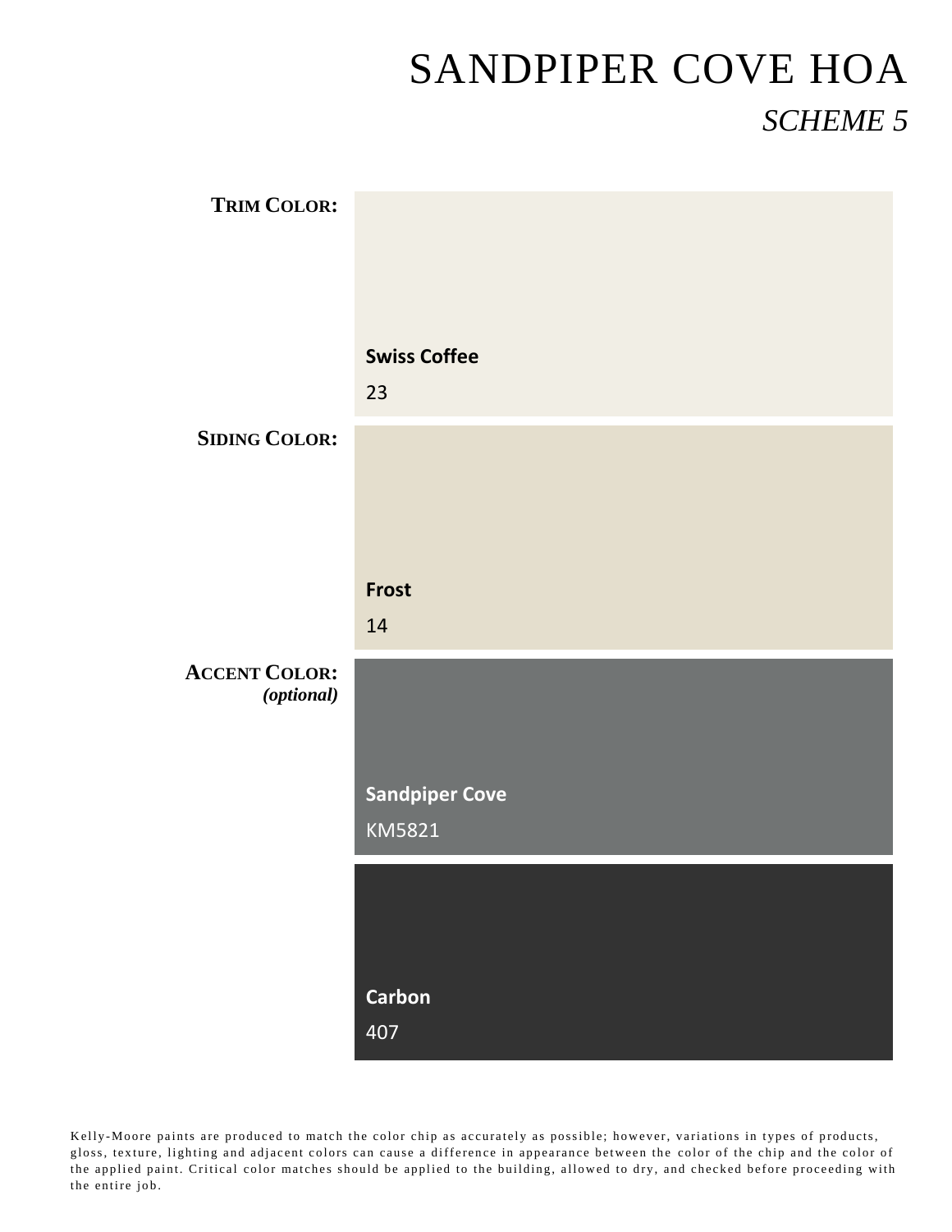# SANDPIPER COVE HOA

## *SCHEME 5*

**TRIM COLOR:**

**Swiss Coffee**

23

**SIDING COLOR:**

**Frost**

14

**ACCENT COLOR:**
***(optional)***

**Sandpiper Cove**

KM5821

**Carbon**

407

Kelly-Moore paints are produced to match the color chip as accurately as possible; however, variations in types of products, gloss, texture, lighting and adjacent colors can cause a difference in appearance between the color of the chip and the color of the applied paint. Critical color matches should be applied to the building, allowed to dry, and checked before proceeding with the entire job.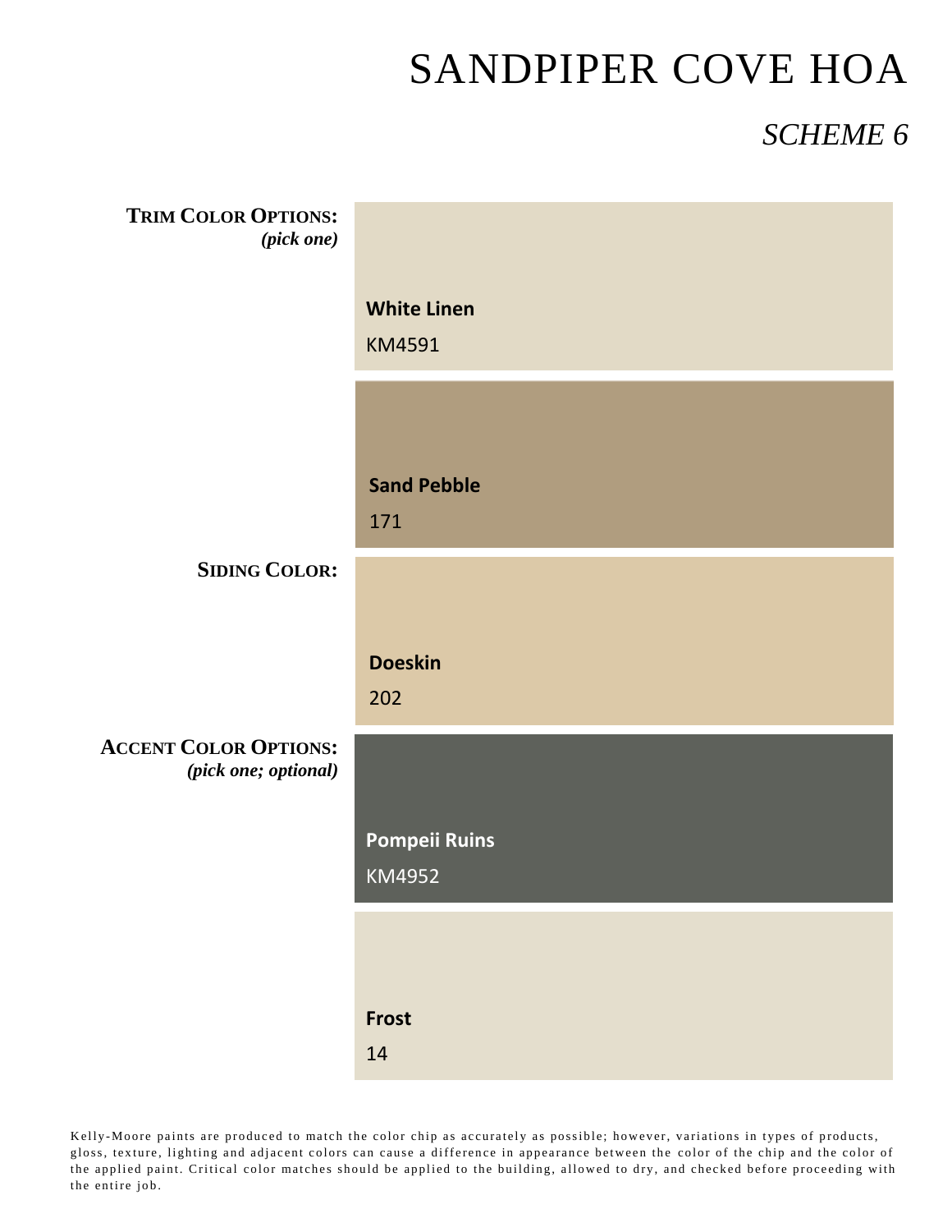# SANDPIPER COVE HOA

## *SCHEME 6*

**TRIM COLOR OPTIONS:**
***(pick one)***

**White Linen**
KM4591

**Sand Pebble**
171

**SIDING COLOR:**

**Doeskin**
202

**ACCENT COLOR OPTIONS:**
***(pick one; optional)***

**Pompeii Ruins**
KM4952

**Frost**
14

Kelly-Moore paints are produced to match the color chip as accurately as possible; however, variations in types of products, gloss, texture, lighting and adjacent colors can cause a difference in appearance between the color of the chip and the color of the applied paint. Critical color matches should be applied to the building, allowed to dry, and checked before proceeding with the entire job.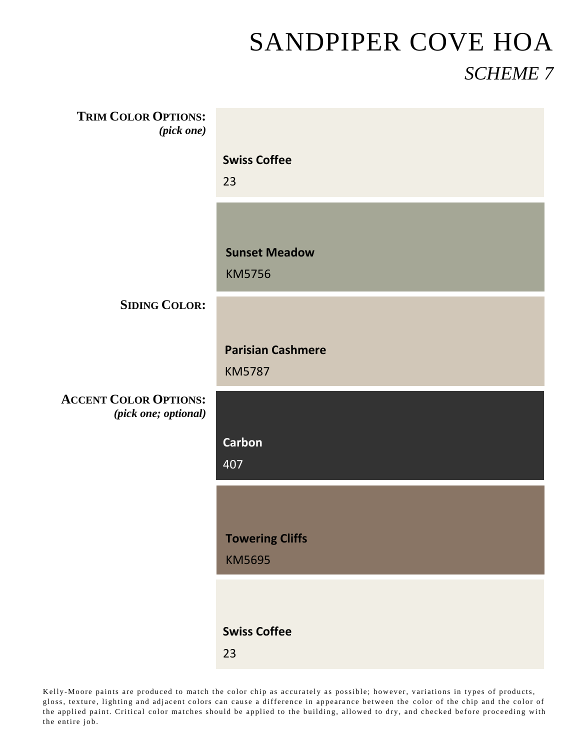# SANDPIPER COVE HOA

## *SCHEME 7*

**TRIM COLOR OPTIONS:**
*(pick one)*

**Swiss Coffee**
23

**Sunset Meadow**
KM5756

**SIDING COLOR:**

**Parisian Cashmere**
KM5787

**ACCENT COLOR OPTIONS:**
*(pick one; optional)*

**Carbon**
407

**Towering Cliffs**
KM5695

**Swiss Coffee**
23

Kelly-Moore paints are produced to match the color chip as accurately as possible; however, variations in types of products, gloss, texture, lighting and adjacent colors can cause a difference in appearance between the color of the chip and the color of the applied paint. Critical color matches should be applied to the building, allowed to dry, and checked before proceeding with the entire job.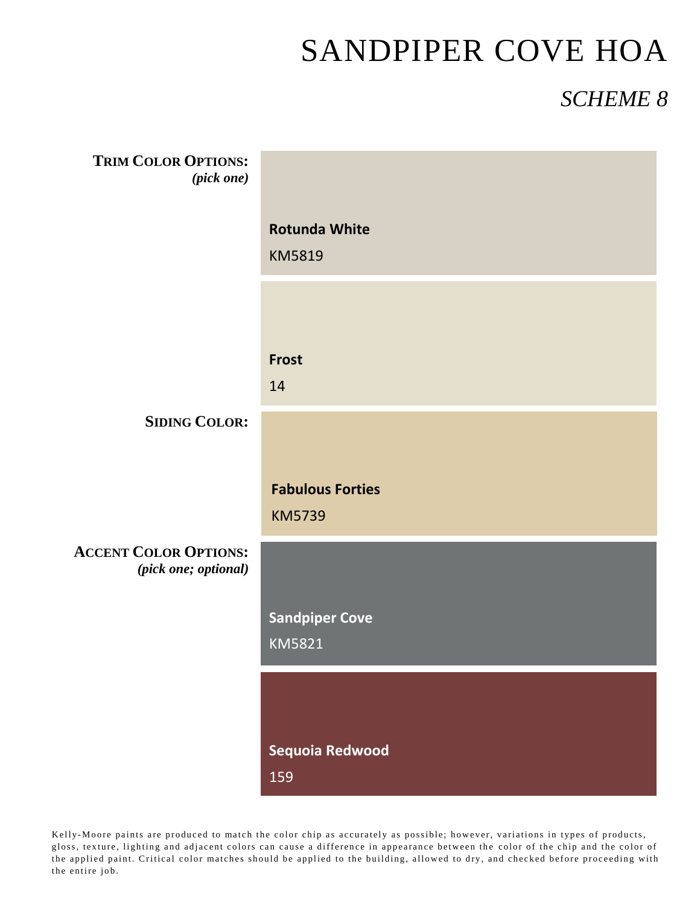# SANDPIPER COVE HOA

## *SCHEME 8*

**TRIM COLOR OPTIONS:**
***(pick one)***

**Rotunda White**
KM5819

**Frost**
14

**SIDING COLOR:**

**Fabulous Forties**
KM5739

**ACCENT COLOR OPTIONS:**
***(pick one; optional)***

**Sandpiper Cove**
KM5821

**Sequoia Redwood**
159

Kelly-Moore paints are produced to match the color chip as accurately as possible; however, variations in types of products, gloss, texture, lighting and adjacent colors can cause a difference in appearance between the color of the chip and the color of the applied paint. Critical color matches should be applied to the building, allowed to dry, and checked before proceeding with the entire job.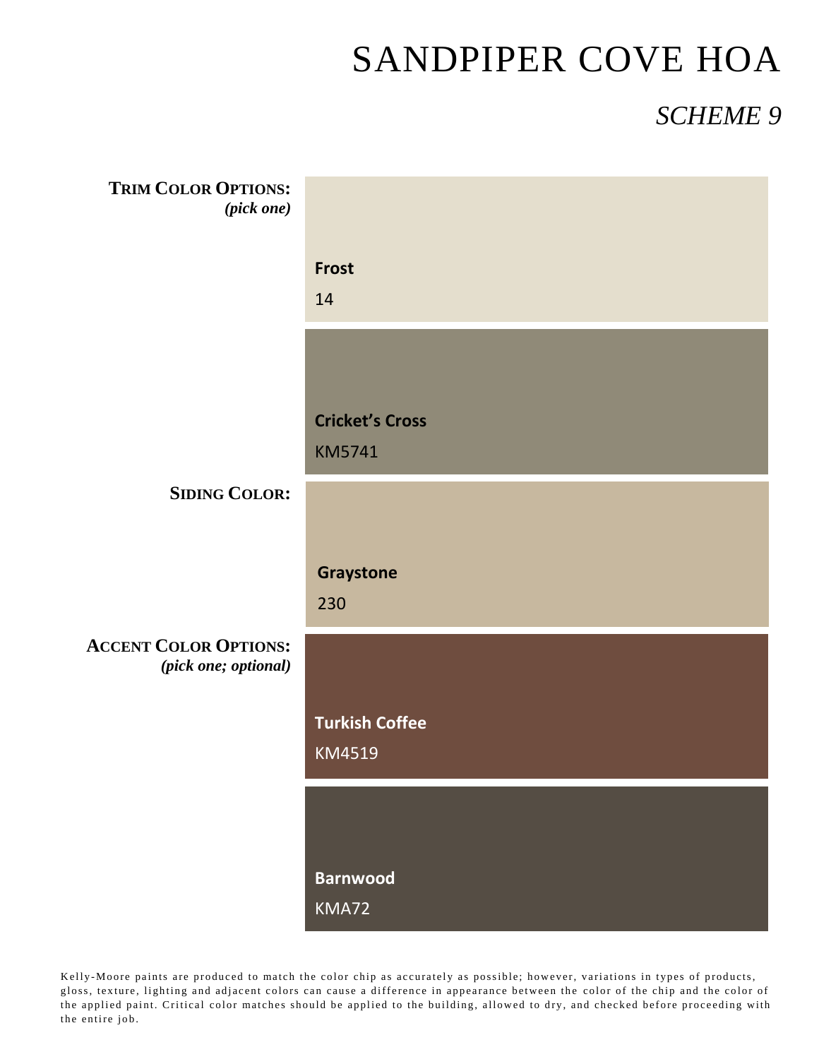# SANDPIPER COVE HOA

## *SCHEME 9*

**TRIM COLOR OPTIONS:**
***(pick one)***

**Frost**
14

**Cricket's Cross**
KM5741

**SIDING COLOR:**

**Graystone**
230

**ACCENT COLOR OPTIONS:**
***(pick one; optional)***

**Turkish Coffee**
KM4519

**Barnwood**
KMA72

Kelly-Moore paints are produced to match the color chip as accurately as possible; however, variations in types of products, gloss, texture, lighting and adjacent colors can cause a difference in appearance between the color of the chip and the color of the applied paint. Critical color matches should be applied to the building, allowed to dry, and checked before proceeding with the entire job.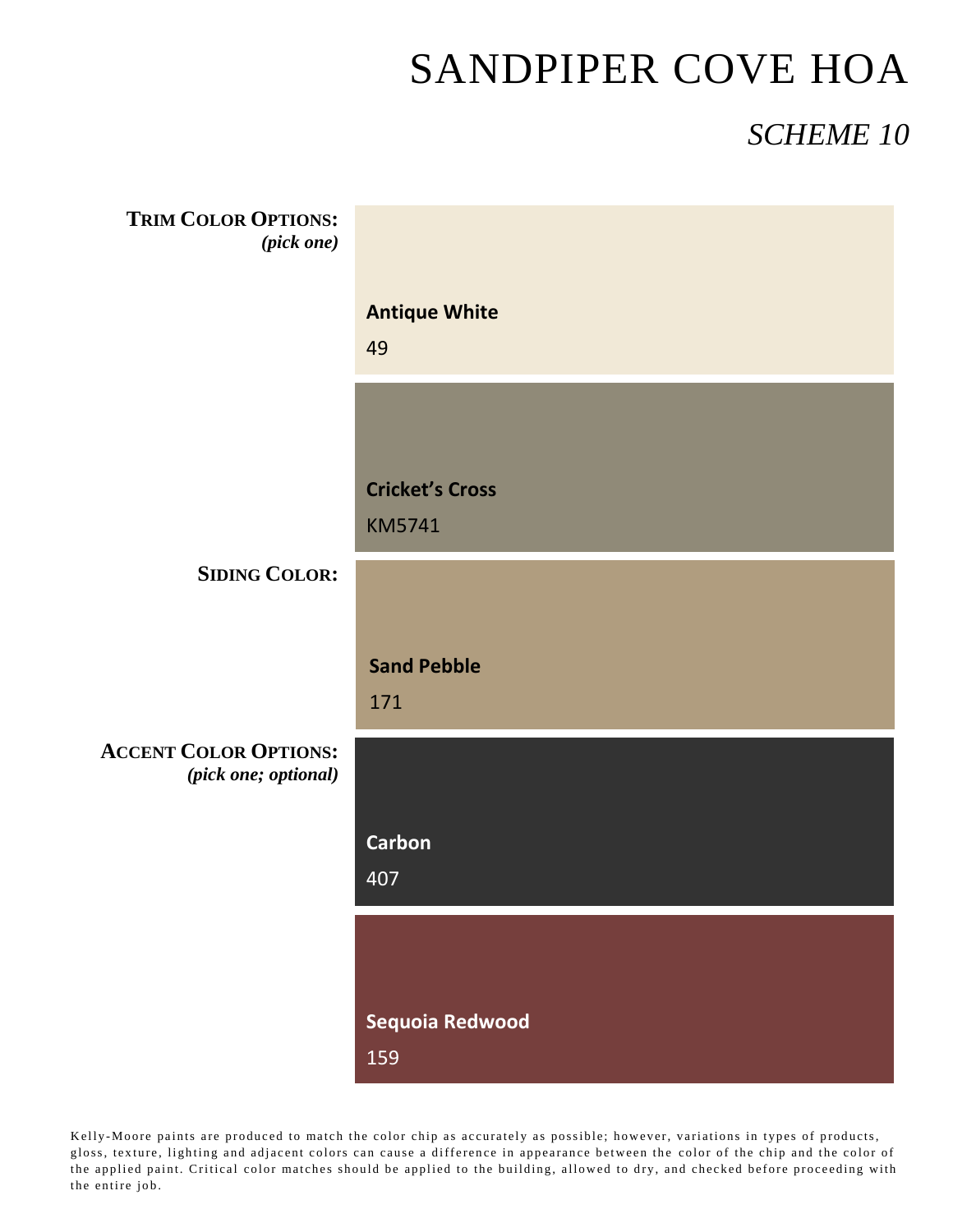# SANDPIPER COVE HOA

## *SCHEME 10*

**TRIM COLOR OPTIONS:**
***(pick one)***

**Antique White**
49

**Cricket's Cross**
KM5741

**SIDING COLOR:**

**Sand Pebble**
171

**ACCENT COLOR OPTIONS:**
***(pick one; optional)***

**Carbon**
407

**Sequoia Redwood**
159

Kelly-Moore paints are produced to match the color chip as accurately as possible; however, variations in types of products, gloss, texture, lighting and adjacent colors can cause a difference in appearance between the color of the chip and the color of the applied paint. Critical color matches should be applied to the building, allowed to dry, and checked before proceeding with the entire job.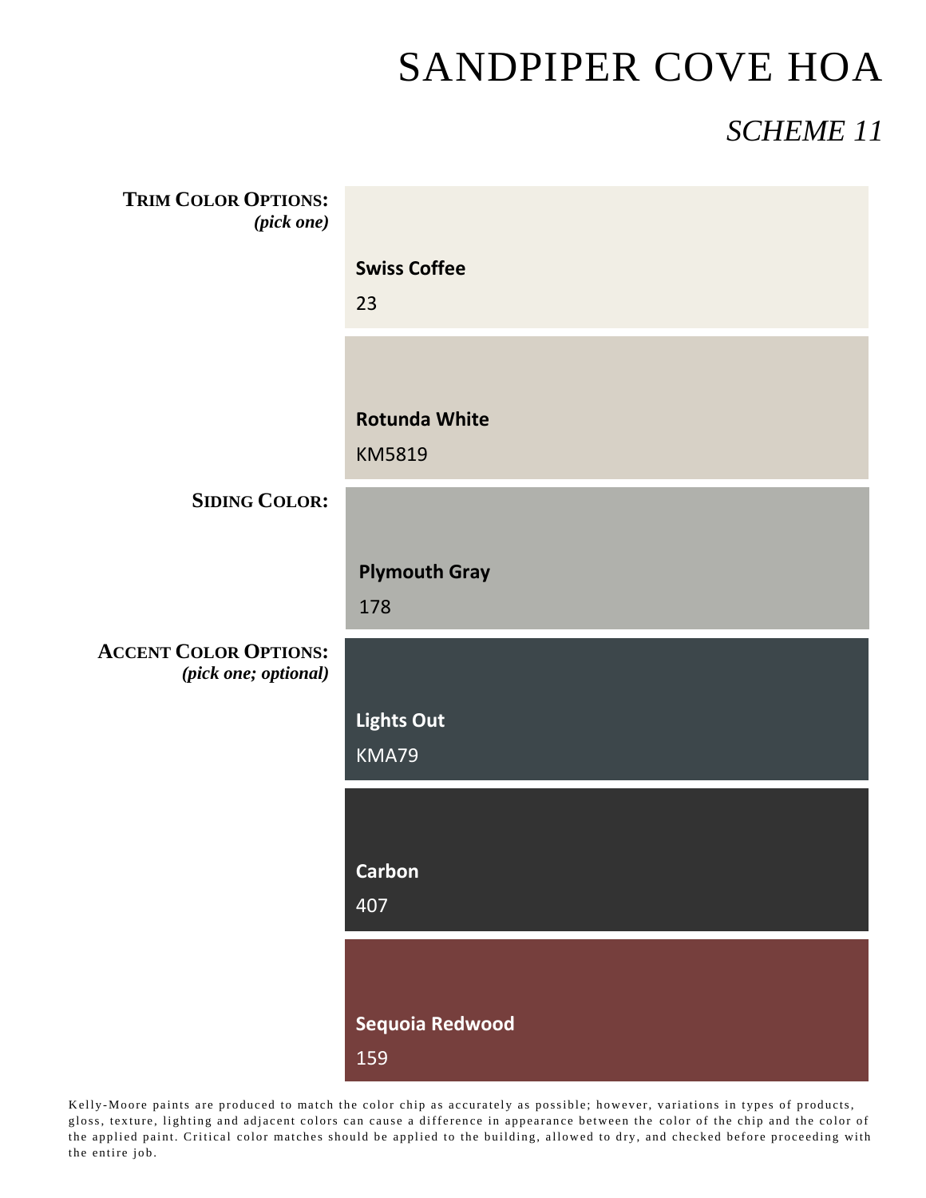# SANDPIPER COVE HOA

## *SCHEME 11*

**TRIM COLOR OPTIONS:**
*(pick one)*

**Swiss Coffee**
23

**Rotunda White**
KM5819

**SIDING COLOR:**

**Plymouth Gray**
178

**ACCENT COLOR OPTIONS:**
*(pick one; optional)*

**Lights Out**
KMA79

**Carbon**
407

**Sequoia Redwood**
159

Kelly-Moore paints are produced to match the color chip as accurately as possible; however, variations in types of products, gloss, texture, lighting and adjacent colors can cause a difference in appearance between the color of the chip and the color of the applied paint. Critical color matches should be applied to the building, allowed to dry, and checked before proceeding with the entire job.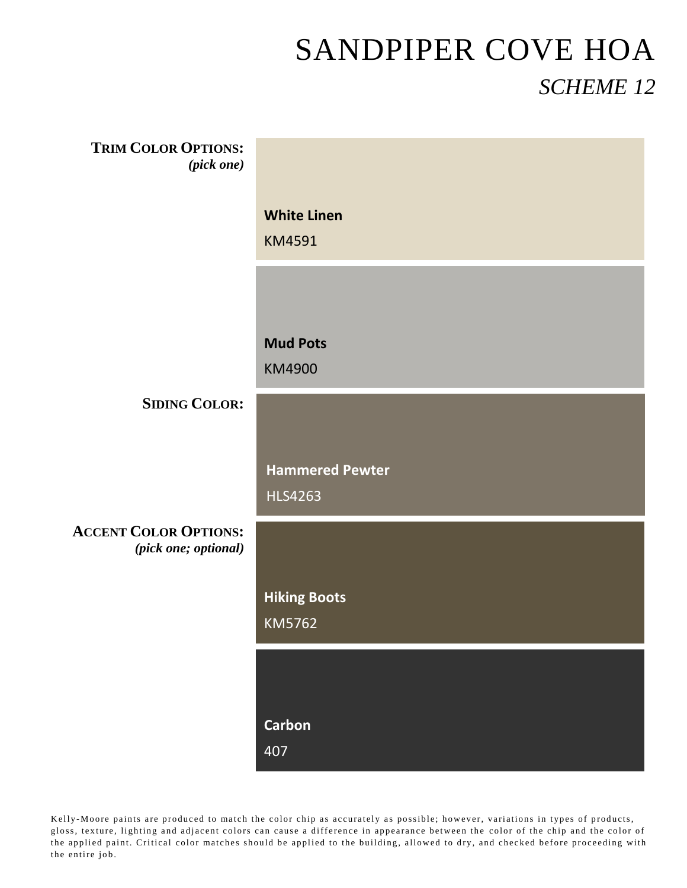# SANDPIPER COVE HOA

## *SCHEME 12*

**TRIM COLOR OPTIONS:**
***(pick one)***

**White Linen**
KM4591

**Mud Pots**
KM4900

**SIDING COLOR:**

**Hammered Pewter**
HLS4263

**ACCENT COLOR OPTIONS:**
***(pick one; optional)***

**Hiking Boots**
KM5762

**Carbon**
407

Kelly-Moore paints are produced to match the color chip as accurately as possible; however, variations in types of products, gloss, texture, lighting and adjacent colors can cause a difference in appearance between the color of the chip and the color of the applied paint. Critical color matches should be applied to the building, allowed to dry, and checked before proceeding with the entire job.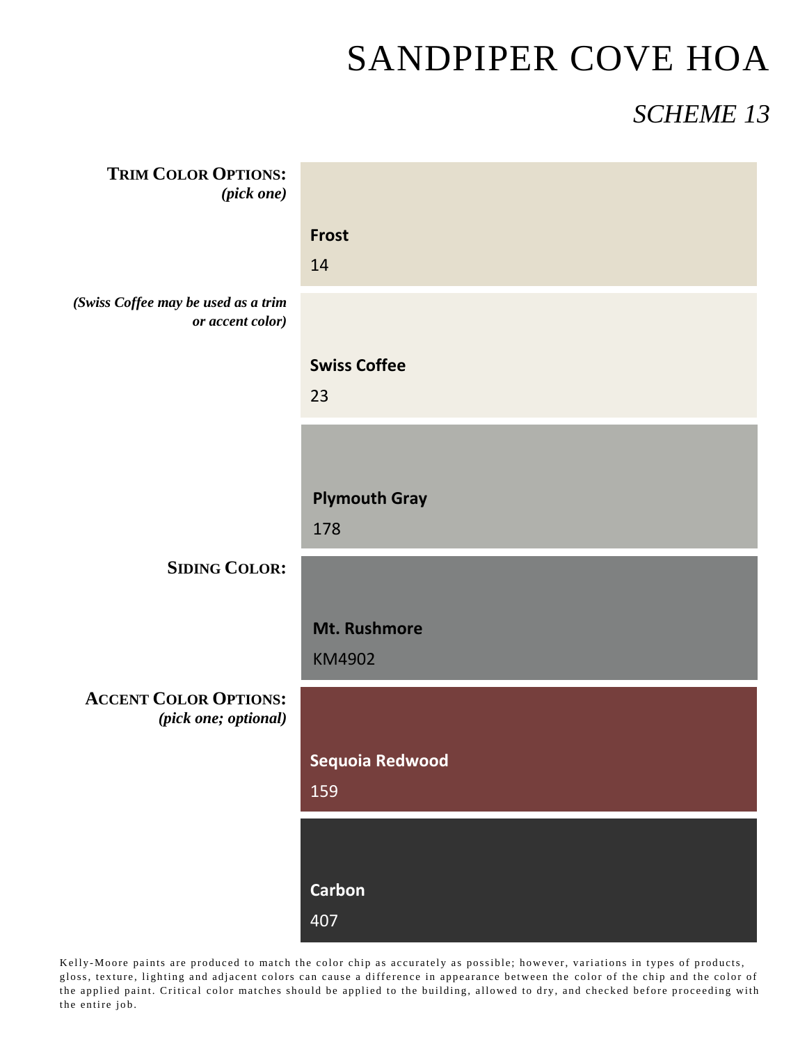# SANDPIPER COVE HOA

## *SCHEME 13*

**TRIM COLOR OPTIONS:**
***(pick one)***

**Frost**
14

***(Swiss Coffee may be used as a trim or accent color)***

**Swiss Coffee**
23

**Plymouth Gray**
178

**SIDING COLOR:**

**Mt. Rushmore**
KM4902

**ACCENT COLOR OPTIONS:**
***(pick one; optional)***

**Sequoia Redwood**
159

**Carbon**
407

Kelly-Moore paints are produced to match the color chip as accurately as possible; however, variations in types of products, gloss, texture, lighting and adjacent colors can cause a difference in appearance between the color of the chip and the color of the applied paint. Critical color matches should be applied to the building, allowed to dry, and checked before proceeding with the entire job.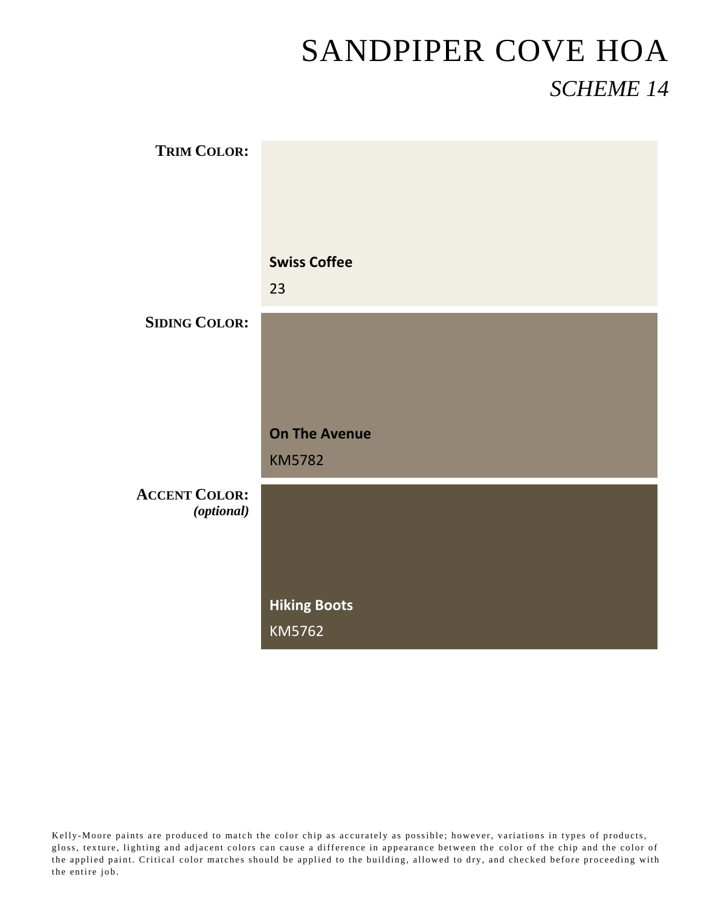# SANDPIPER COVE HOA

## *SCHEME 14*

**TRIM COLOR:**

**Swiss Coffee**

23

**SIDING COLOR:**

**On The Avenue**

KM5782

**ACCENT COLOR:**
***(optional)***

**Hiking Boots**

KM5762

Kelly-Moore paints are produced to match the color chip as accurately as possible; however, variations in types of products, gloss, texture, lighting and adjacent colors can cause a difference in appearance between the color of the chip and the color of the applied paint. Critical color matches should be applied to the building, allowed to dry, and checked before proceeding with the entire job.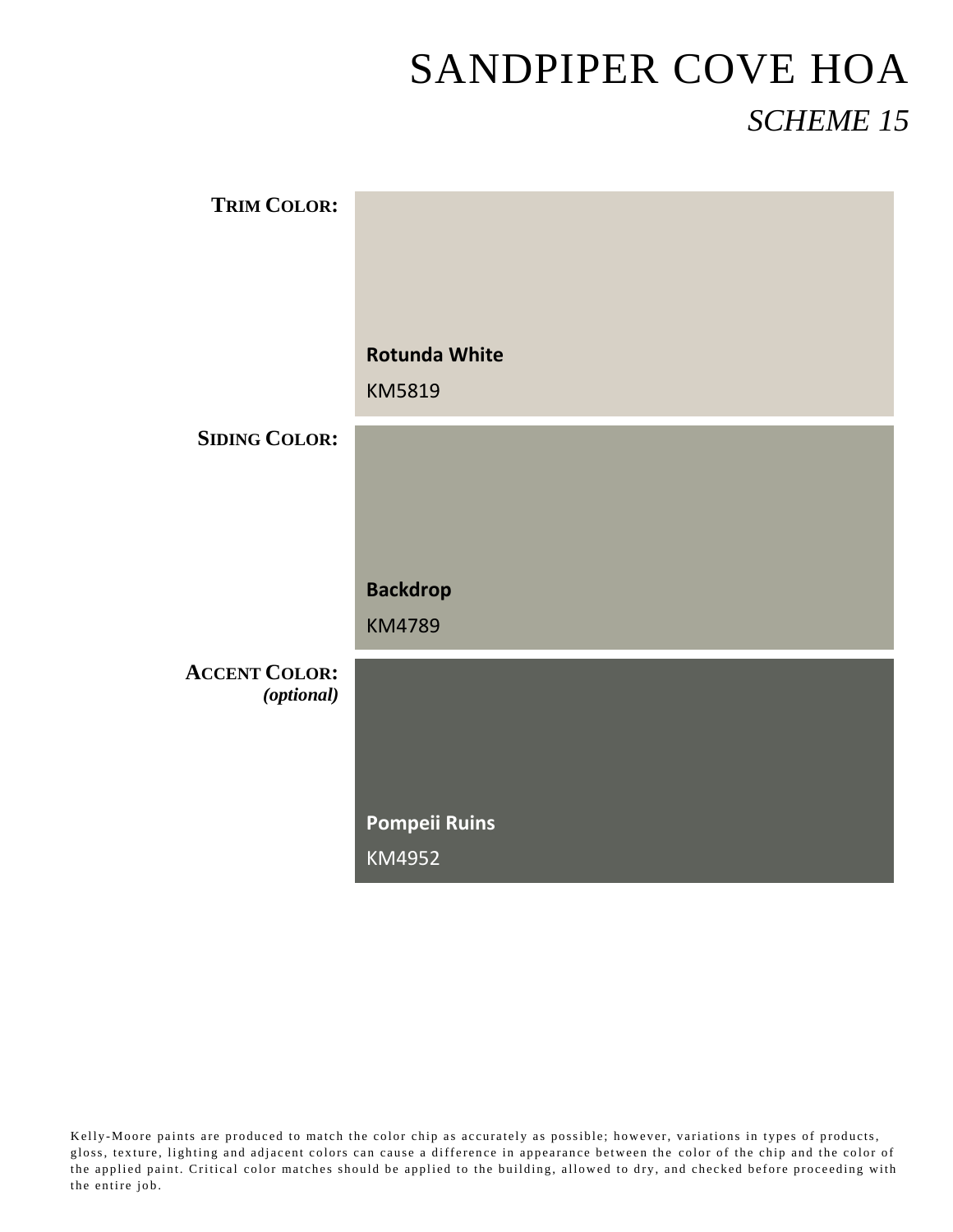# SANDPIPER COVE HOA

## *SCHEME 15*

**TRIM COLOR:**

**Rotunda White**

KM5819

**SIDING COLOR:**

**Backdrop**

KM4789

**ACCENT COLOR:**
***(optional)***

**Pompeii Ruins**

KM4952

Kelly-Moore paints are produced to match the color chip as accurately as possible; however, variations in types of products, gloss, texture, lighting and adjacent colors can cause a difference in appearance between the color of the chip and the color of the applied paint. Critical color matches should be applied to the building, allowed to dry, and checked before proceeding with the entire job.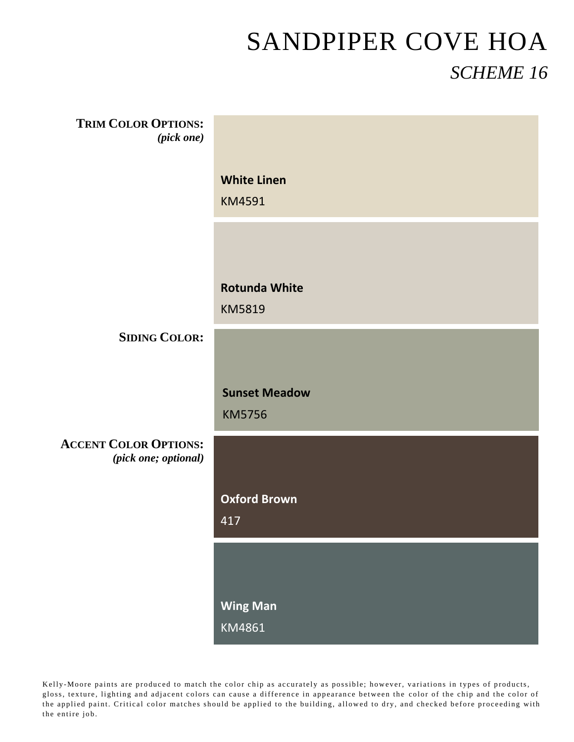# SANDPIPER COVE HOA

## *SCHEME 16*

**TRIM COLOR OPTIONS:**
***(pick one)***

**White Linen**
KM4591

**Rotunda White**
KM5819

**SIDING COLOR:**

**Sunset Meadow**
KM5756

**ACCENT COLOR OPTIONS:**
***(pick one; optional)***

**Oxford Brown**
417

**Wing Man**
KM4861

Kelly-Moore paints are produced to match the color chip as accurately as possible; however, variations in types of products, gloss, texture, lighting and adjacent colors can cause a difference in appearance between the color of the chip and the color of the applied paint. Critical color matches should be applied to the building, allowed to dry, and checked before proceeding with the entire job.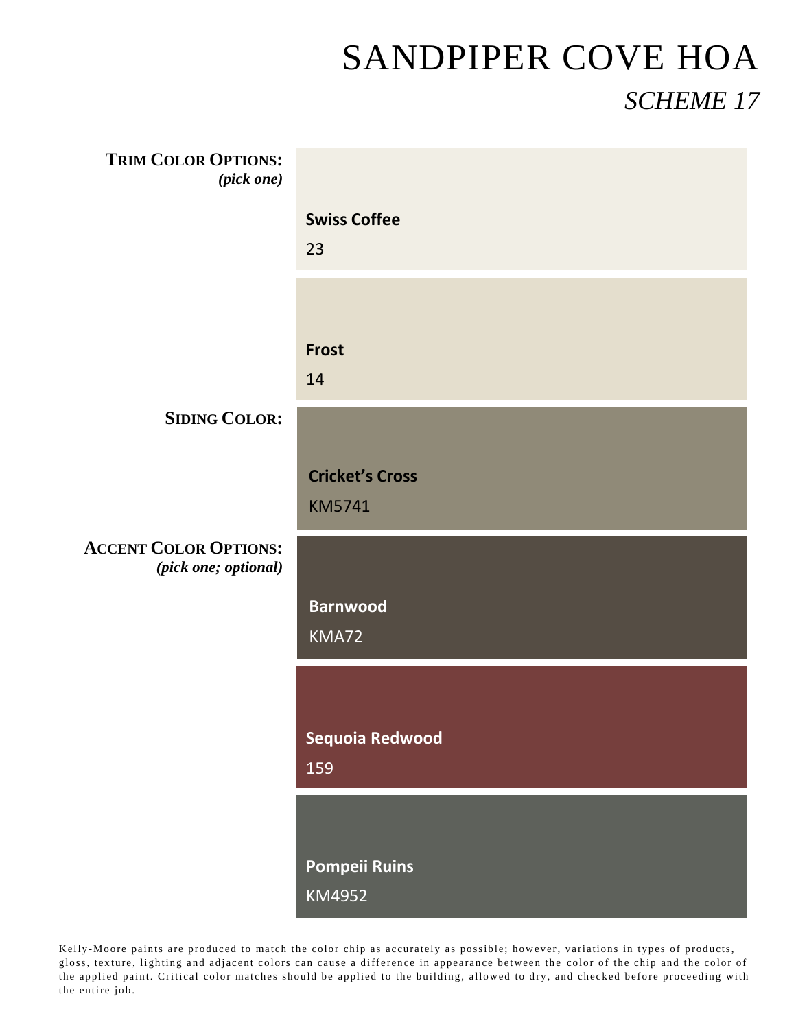# SANDPIPER COVE HOA

## *SCHEME 17*

**TRIM COLOR OPTIONS:**
*(pick one)*

**Swiss Coffee**
23

**Frost**
14

**SIDING COLOR:**

**Cricket's Cross**
KM5741

**ACCENT COLOR OPTIONS:**
*(pick one; optional)*

**Barnwood**
KMA72

**Sequoia Redwood**
159

**Pompeii Ruins**
KM4952

Kelly-Moore paints are produced to match the color chip as accurately as possible; however, variations in types of products, gloss, texture, lighting and adjacent colors can cause a difference in appearance between the color of the chip and the color of the applied paint. Critical color matches should be applied to the building, allowed to dry, and checked before proceeding with the entire job.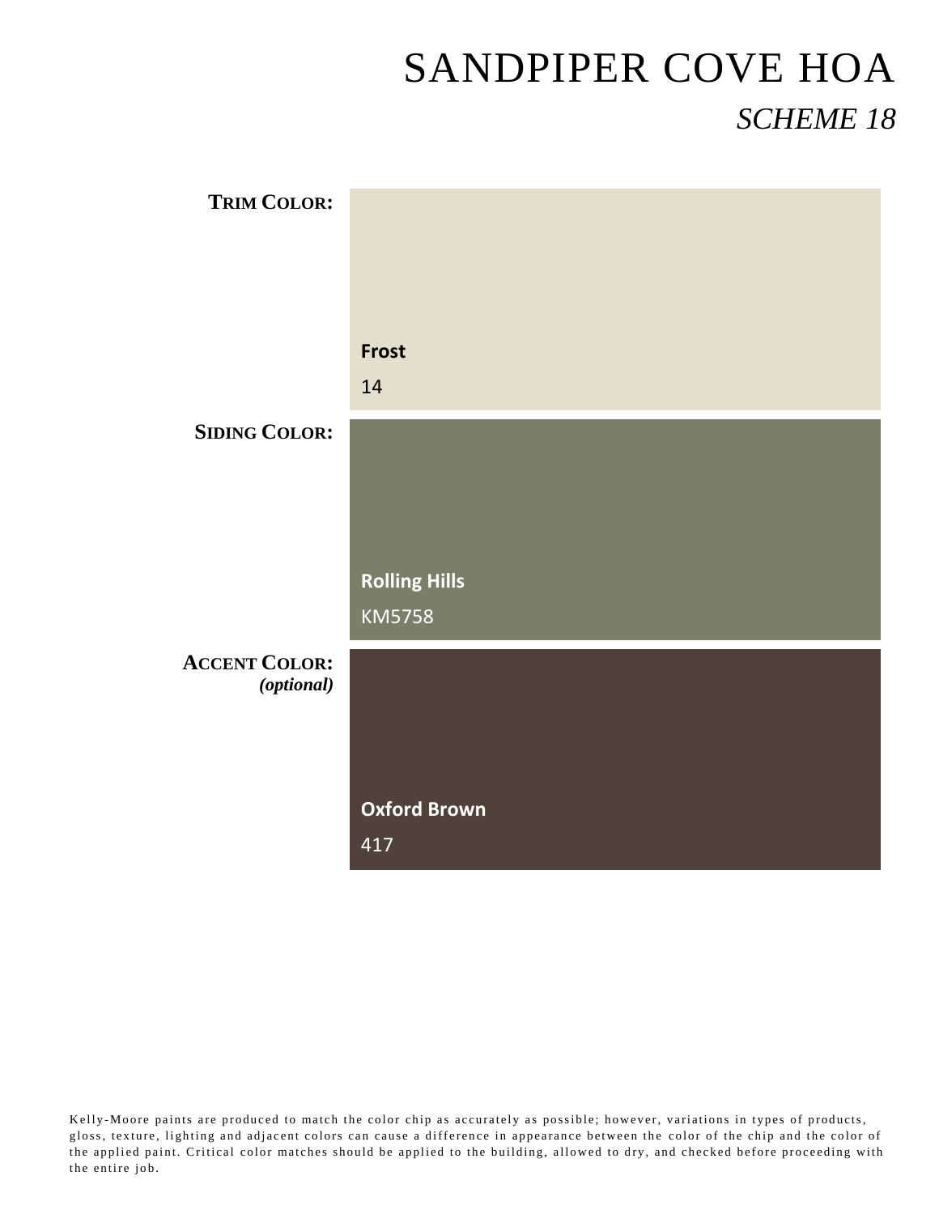# SANDPIPER COVE HOA

## *SCHEME 18*

**TRIM COLOR:**

**Frost**

14

**SIDING COLOR:**

**Rolling Hills**

KM5758

**ACCENT COLOR:**
***(optional)***

**Oxford Brown**

417

Kelly-Moore paints are produced to match the color chip as accurately as possible; however, variations in types of products, gloss, texture, lighting and adjacent colors can cause a difference in appearance between the color of the chip and the color of the applied paint. Critical color matches should be applied to the building, allowed to dry, and checked before proceeding with the entire job.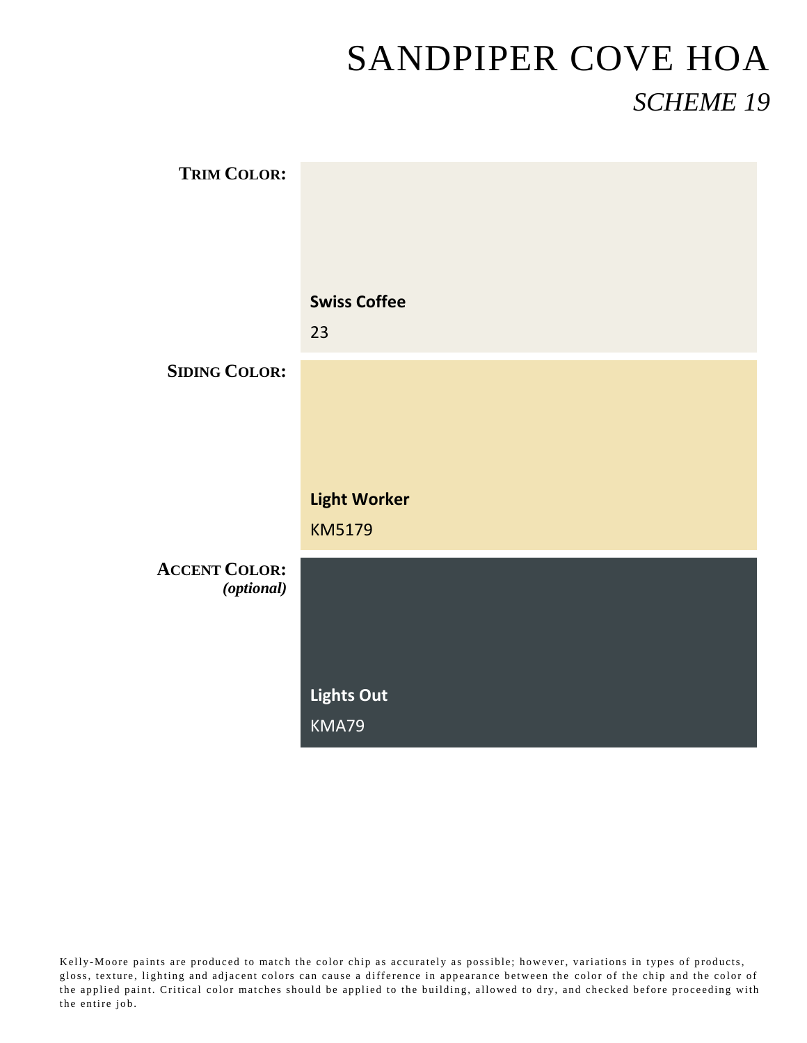# SANDPIPER COVE HOA

## *SCHEME 19*

**TRIM COLOR:**

**Swiss Coffee**

23

**SIDING COLOR:**

**Light Worker**

KM5179

**ACCENT COLOR:**
***(optional)***

**Lights Out**

KMA79

Kelly-Moore paints are produced to match the color chip as accurately as possible; however, variations in types of products, gloss, texture, lighting and adjacent colors can cause a difference in appearance between the color of the chip and the color of the applied paint. Critical color matches should be applied to the building, allowed to dry, and checked before proceeding with the entire job.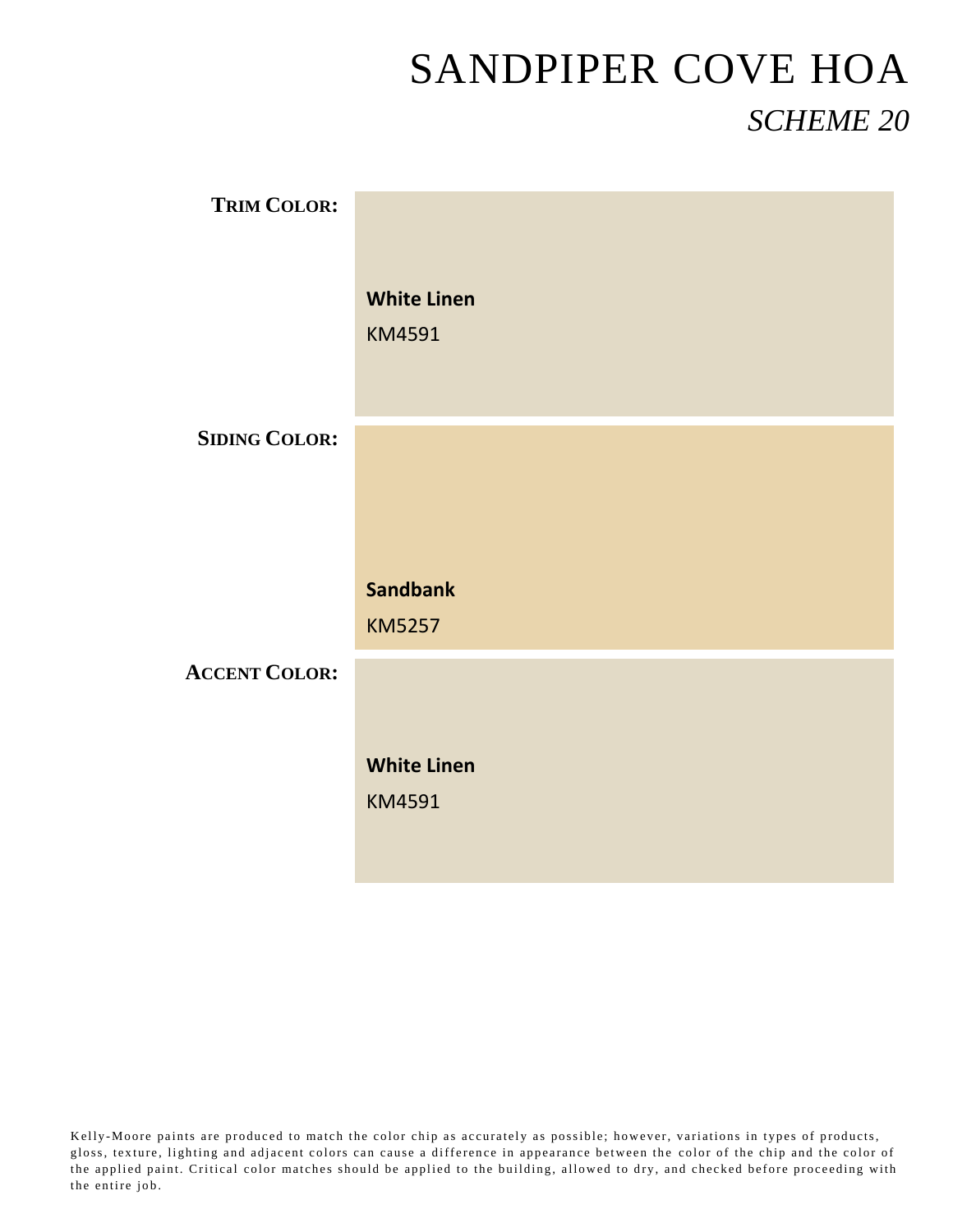# SANDPIPER COVE HOA

## *SCHEME 20*

**TRIM COLOR:**

**White Linen**

KM4591

**SIDING COLOR:**

**Sandbank**

KM5257

**ACCENT COLOR:**

**White Linen**

KM4591

Kelly-Moore paints are produced to match the color chip as accurately as possible; however, variations in types of products, gloss, texture, lighting and adjacent colors can cause a difference in appearance between the color of the chip and the color of the applied paint. Critical color matches should be applied to the building, allowed to dry, and checked before proceeding with the entire job.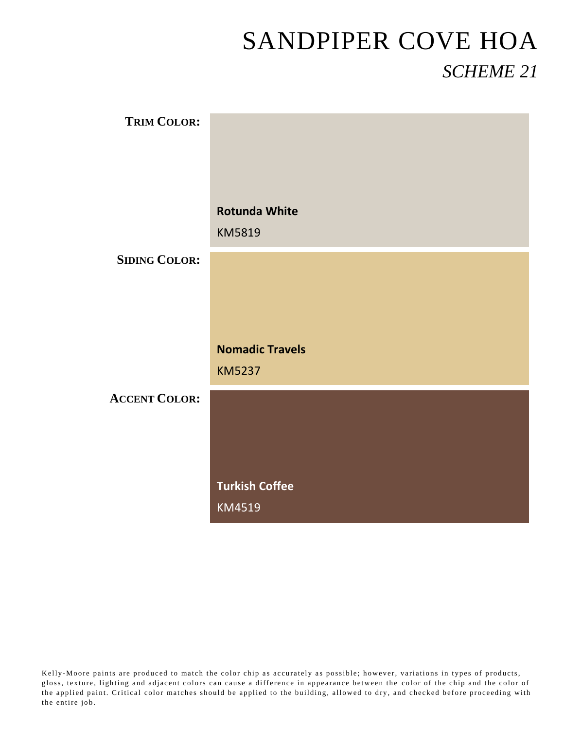# SANDPIPER COVE HOA

## *SCHEME 21*

**TRIM COLOR:**

**Rotunda White**

KM5819

**SIDING COLOR:**

**Nomadic Travels**

KM5237

**ACCENT COLOR:**

**Turkish Coffee**

KM4519

Kelly-Moore paints are produced to match the color chip as accurately as possible; however, variations in types of products, gloss, texture, lighting and adjacent colors can cause a difference in appearance between the color of the chip and the color of the applied paint. Critical color matches should be applied to the building, allowed to dry, and checked before proceeding with the entire job.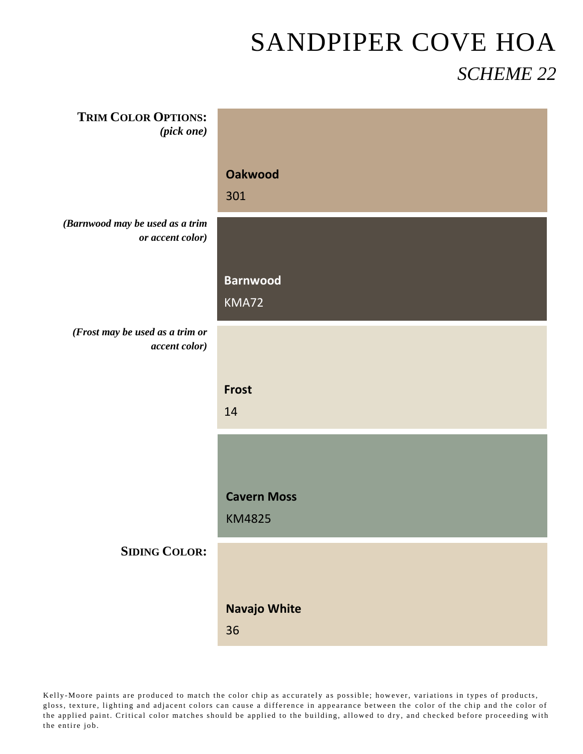# SANDPIPER COVE HOA

## *SCHEME 22*

**TRIM COLOR OPTIONS:**
*(pick one)*

**Oakwood**
301

*(Barnwood may be used as a trim or accent color)*

**Barnwood**
KMA72

*(Frost may be used as a trim or accent color)*

**Frost**
14

**Cavern Moss**
KM4825

**SIDING COLOR:**

**Navajo White**
36

Kelly-Moore paints are produced to match the color chip as accurately as possible; however, variations in types of products, gloss, texture, lighting and adjacent colors can cause a difference in appearance between the color of the chip and the color of the applied paint. Critical color matches should be applied to the building, allowed to dry, and checked before proceeding with the entire job.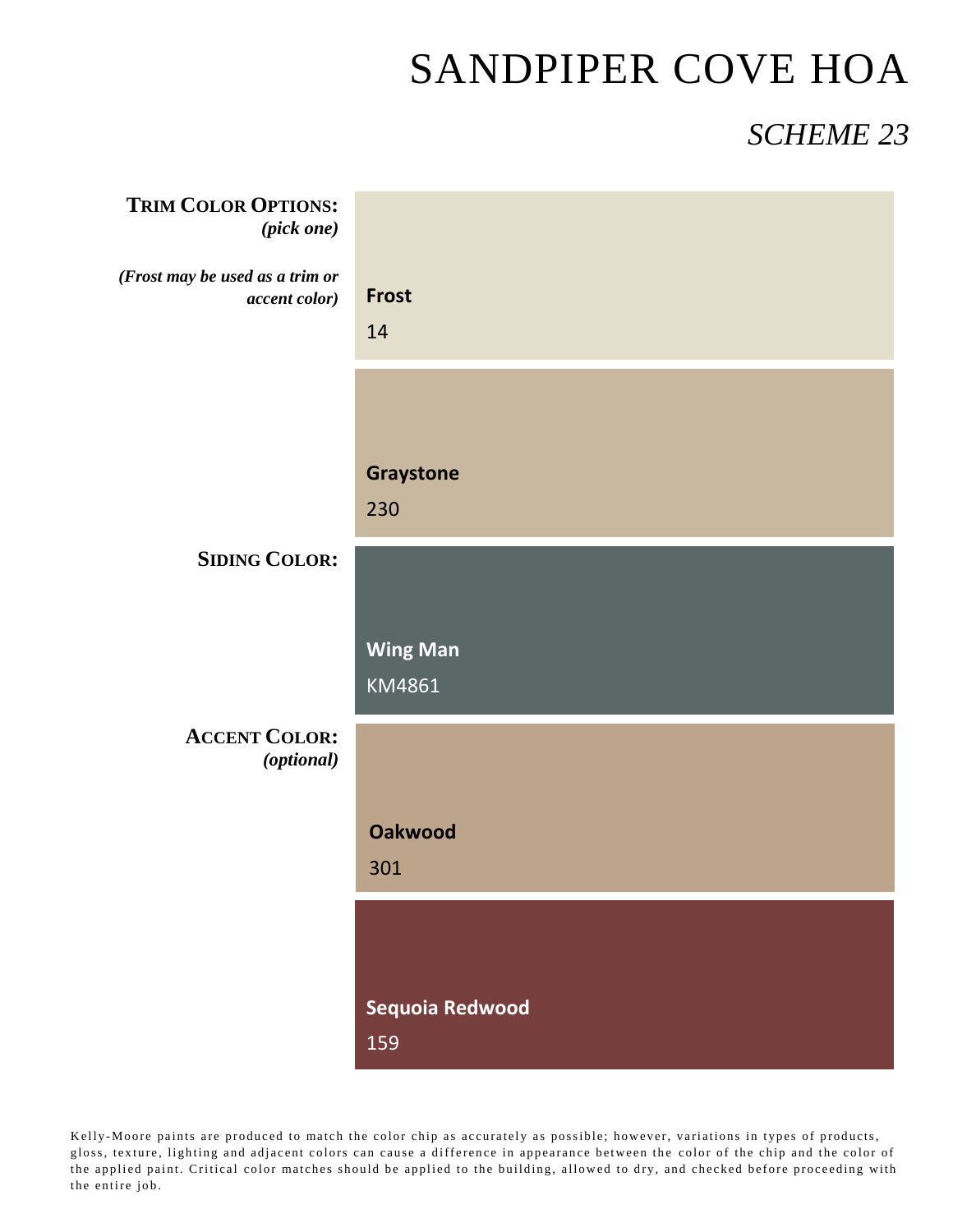# SANDPIPER COVE HOA

## *SCHEME 23*

**TRIM COLOR OPTIONS:**
***(pick one)***

***(Frost may be used as a trim or accent color)***

**Frost**
14

**Graystone**
230

**SIDING COLOR:**

**Wing Man**
KM4861

**ACCENT COLOR:**
***(optional)***

**Oakwood**
301

**Sequoia Redwood**
159

Kelly-Moore paints are produced to match the color chip as accurately as possible; however, variations in types of products, gloss, texture, lighting and adjacent colors can cause a difference in appearance between the color of the chip and the color of the applied paint. Critical color matches should be applied to the building, allowed to dry, and checked before proceeding with the entire job.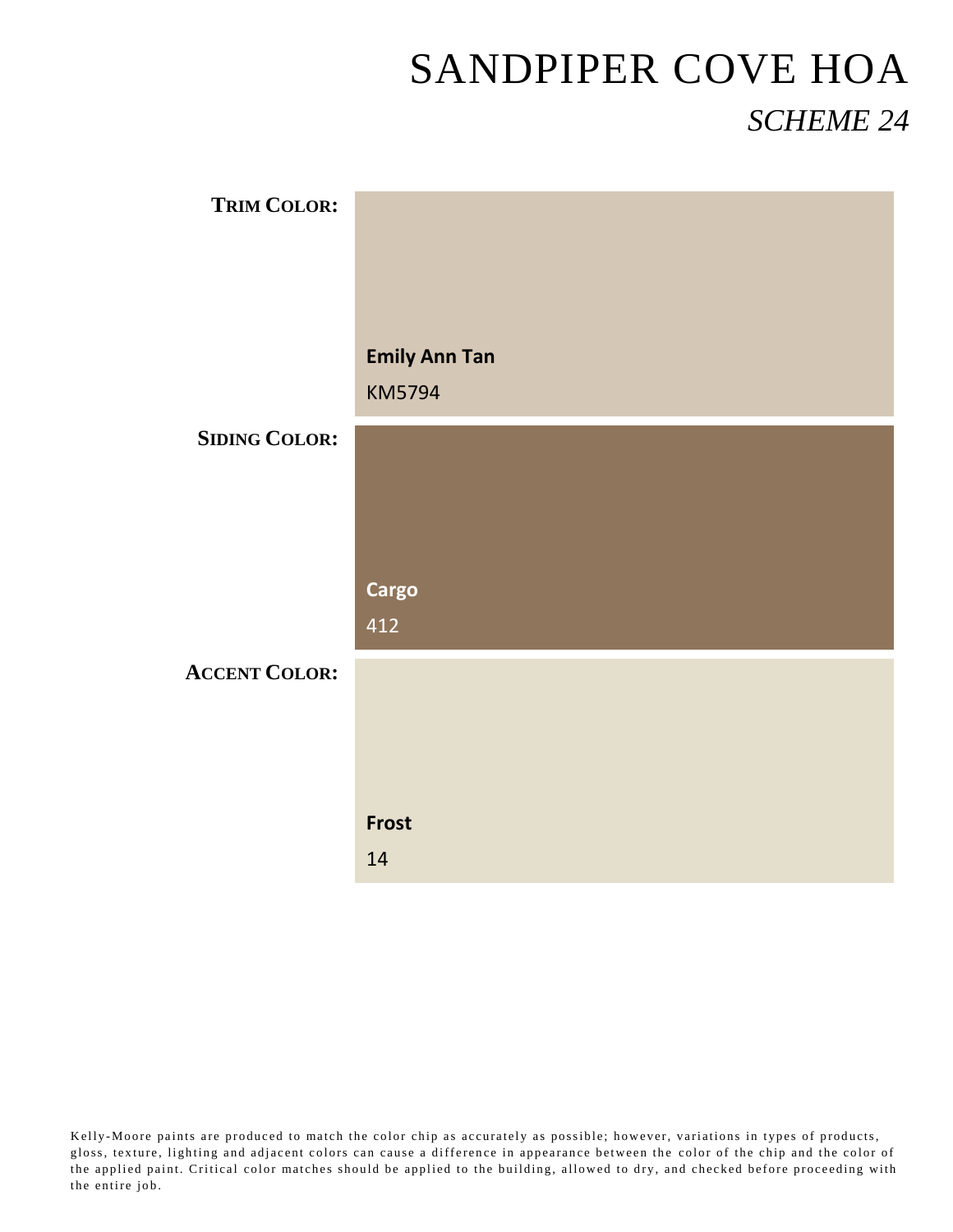# SANDPIPER COVE HOA

## *SCHEME 24*

**TRIM COLOR:**

**Emily Ann Tan**

KM5794

**SIDING COLOR:**

**Cargo**

412

**ACCENT COLOR:**

**Frost**

14

Kelly-Moore paints are produced to match the color chip as accurately as possible; however, variations in types of products, gloss, texture, lighting and adjacent colors can cause a difference in appearance between the color of the chip and the color of the applied paint. Critical color matches should be applied to the building, allowed to dry, and checked before proceeding with the entire job.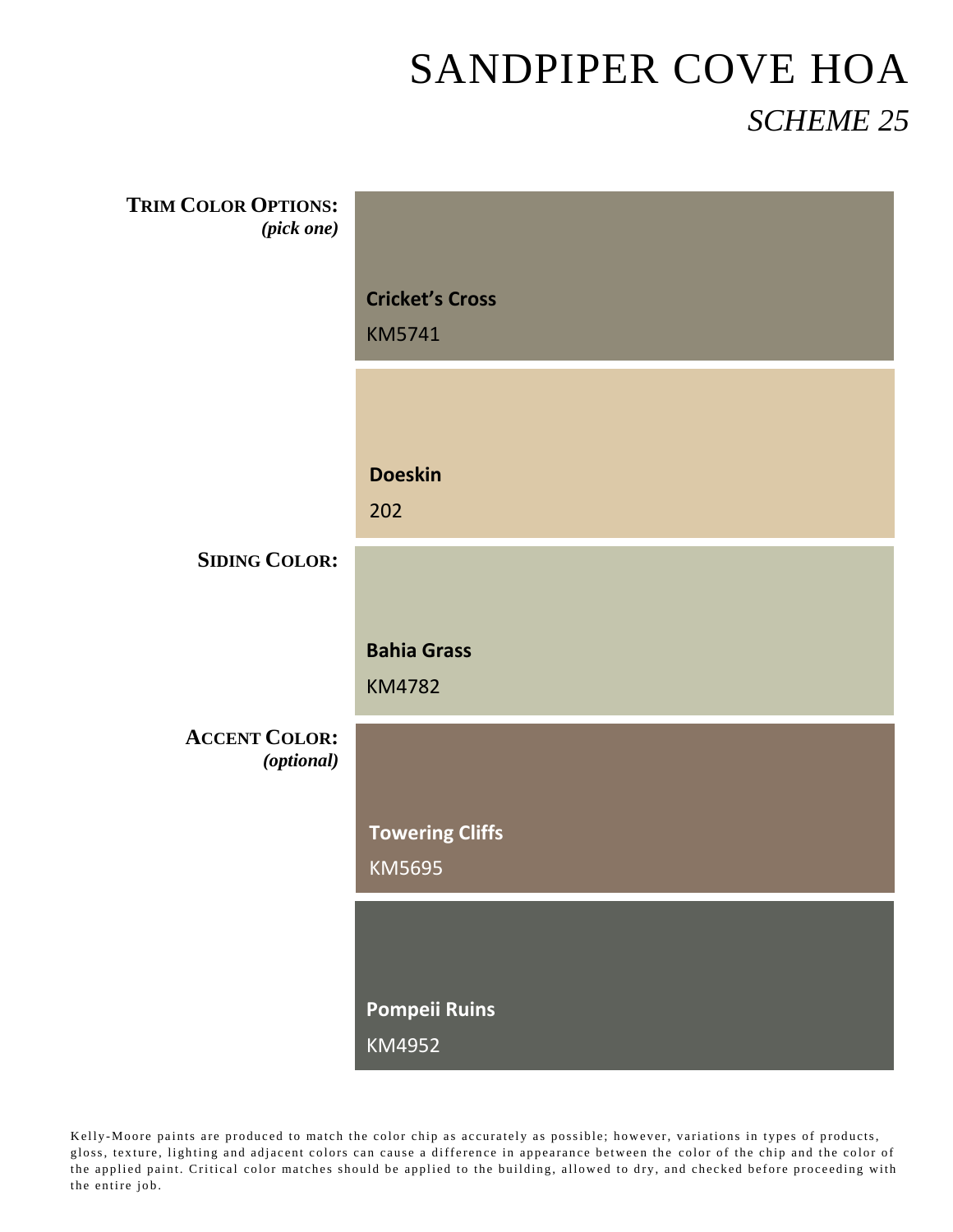# SANDPIPER COVE HOA

## *SCHEME 25*

**TRIM COLOR OPTIONS:**
***(pick one)***

**Cricket's Cross**
KM5741

**Doeskin**
202

**SIDING COLOR:**

**Bahia Grass**
KM4782

**ACCENT COLOR:**
***(optional)***

**Towering Cliffs**
KM5695

**Pompeii Ruins**
KM4952

Kelly-Moore paints are produced to match the color chip as accurately as possible; however, variations in types of products, gloss, texture, lighting and adjacent colors can cause a difference in appearance between the color of the chip and the color of the applied paint. Critical color matches should be applied to the building, allowed to dry, and checked before proceeding with the entire job.